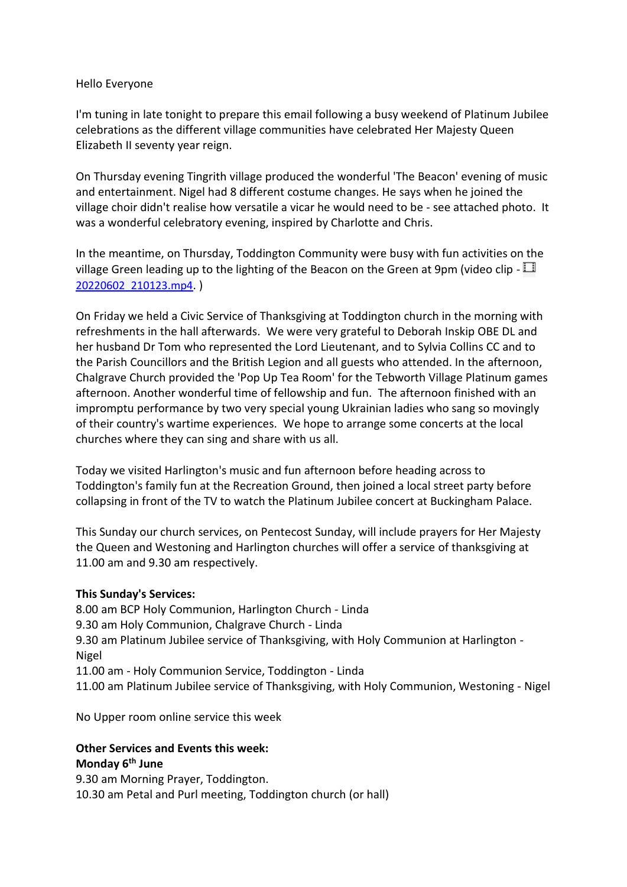Hello Everyone

I'm tuning in late tonight to prepare this email following a busy weekend of Platinum Jubilee celebrations as the different village communities have celebrated Her Majesty Queen Elizabeth II seventy year reign.

On Thursday evening Tingrith village produced the wonderful 'The Beacon' evening of music and entertainment. Nigel had 8 different costume changes. He says when he joined the village choir didn't realise how versatile a vicar he would need to be - see attached photo. It was a wonderful celebratory evening, inspired by Charlotte and Chris.

In the meantime, on Thursday, Toddington Community were busy with fun activities on the village Green leading up to the lighting of the Beacon on the Green at 9pm (video clip - 20220602_210123.mp4. )

On Friday we held a Civic Service of Thanksgiving at Toddington church in the morning with refreshments in the hall afterwards. We were very grateful to Deborah Inskip OBE DL and her husband Dr Tom who represented the Lord Lieutenant, and to Sylvia Collins CC and to the Parish Councillors and the British Legion and all guests who attended. In the afternoon, Chalgrave Church provided the 'Pop Up Tea Room' for the Tebworth Village Platinum games afternoon. Another wonderful time of fellowship and fun. The afternoon finished with an impromptu performance by two very special young Ukrainian ladies who sang so movingly of their country's wartime experiences. We hope to arrange some concerts at the local churches where they can sing and share with us all.

Today we visited Harlington's music and fun afternoon before heading across to Toddington's family fun at the Recreation Ground, then joined a local street party before collapsing in front of the TV to watch the Platinum Jubilee concert at Buckingham Palace.

This Sunday our church services, on Pentecost Sunday, will include prayers for Her Majesty the Queen and Westoning and Harlington churches will offer a service of thanksgiving at 11.00 am and 9.30 am respectively.

**This Sunday's Services:**
8.00 am BCP Holy Communion, Harlington Church - Linda
9.30 am Holy Communion, Chalgrave Church - Linda
9.30 am Platinum Jubilee service of Thanksgiving, with Holy Communion at Harlington - Nigel
11.00 am - Holy Communion Service, Toddington - Linda
11.00 am Platinum Jubilee service of Thanksgiving, with Holy Communion, Westoning - Nigel

No Upper room online service this week

**Other Services and Events this week:**
**Monday 6th June**
9.30 am Morning Prayer, Toddington.
10.30 am Petal and Purl meeting, Toddington church (or hall)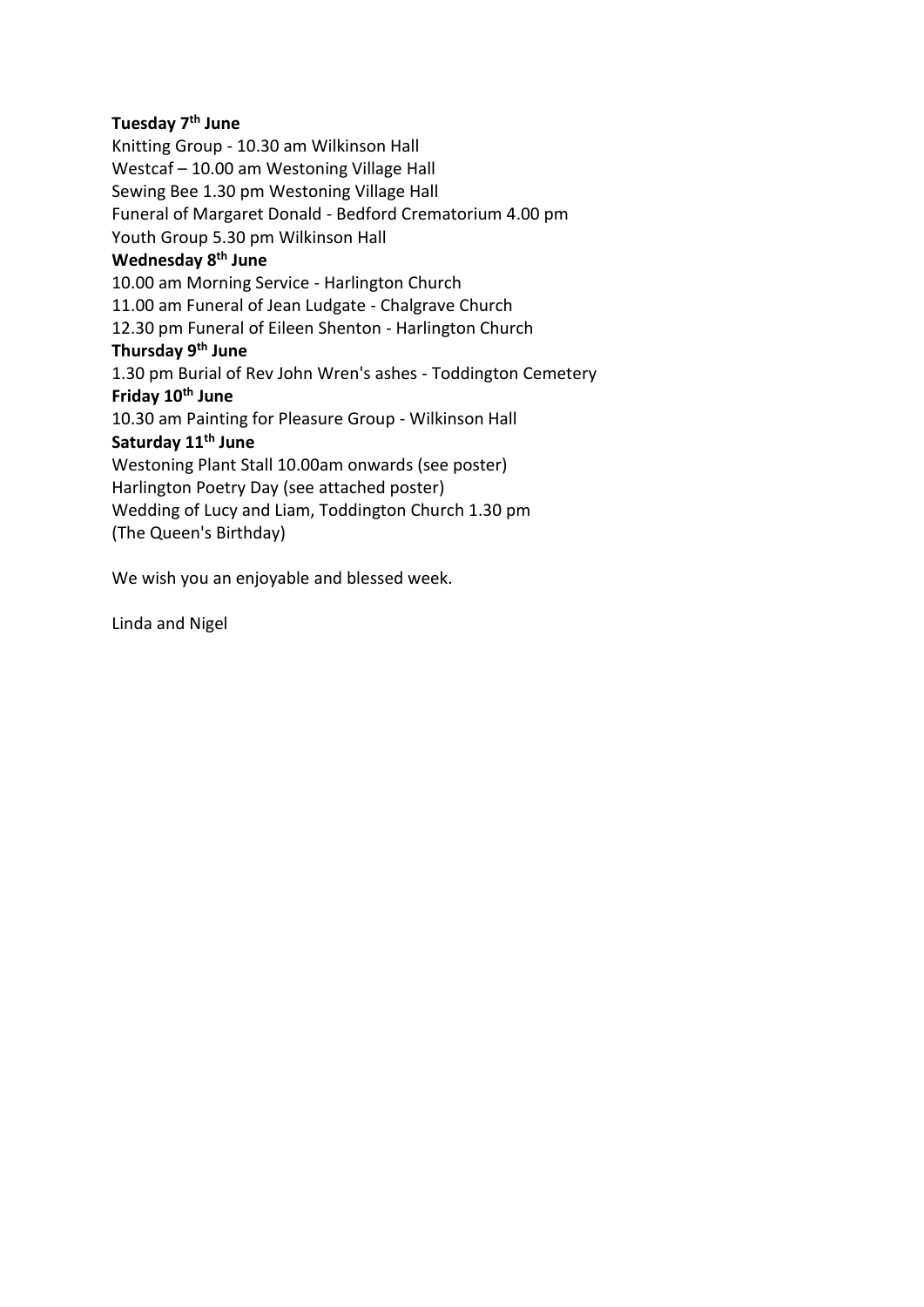**Tuesday 7th June**
Knitting Group - 10.30 am Wilkinson Hall
Westcaf – 10.00 am Westoning Village Hall
Sewing Bee 1.30 pm Westoning Village Hall
Funeral of Margaret Donald - Bedford Crematorium 4.00 pm
Youth Group 5.30 pm Wilkinson Hall
**Wednesday 8th June**
10.00 am Morning Service - Harlington Church
11.00 am Funeral of Jean Ludgate - Chalgrave Church
12.30 pm Funeral of Eileen Shenton - Harlington Church
**Thursday 9th June**
1.30 pm Burial of Rev John Wren's ashes - Toddington Cemetery
**Friday 10th June**
10.30 am Painting for Pleasure Group - Wilkinson Hall
**Saturday 11th June**
Westoning Plant Stall 10.00am onwards (see poster)
Harlington Poetry Day (see attached poster)
Wedding of Lucy and Liam, Toddington Church 1.30 pm
(The Queen's Birthday)

We wish you an enjoyable and blessed week.

Linda and Nigel